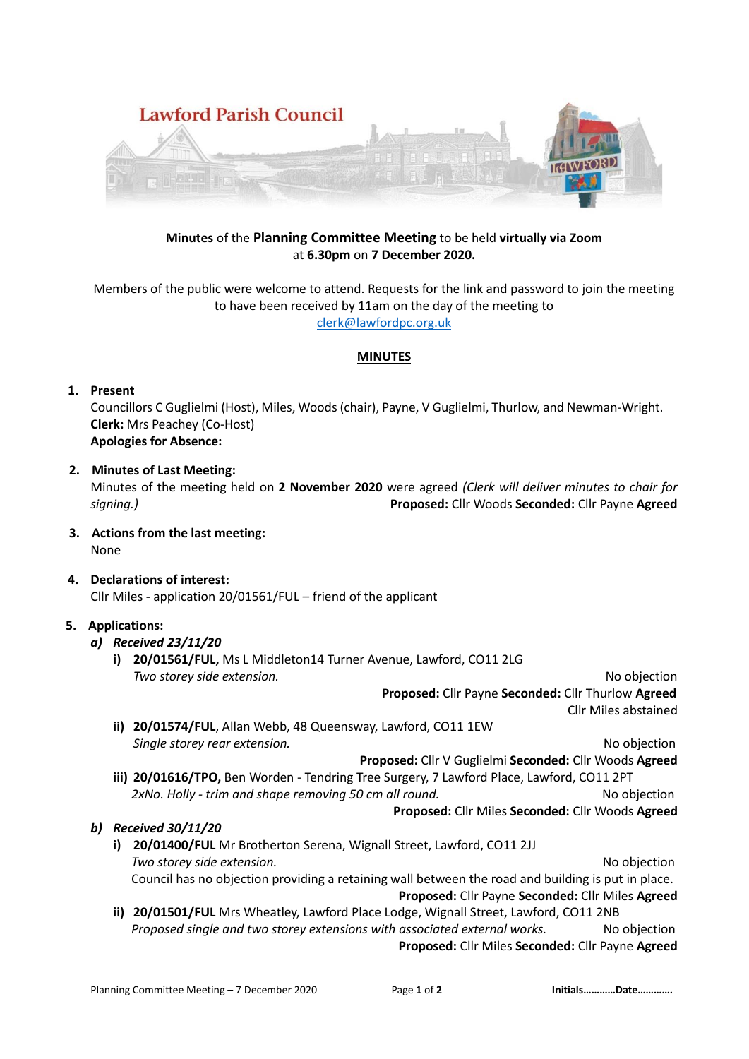# Lawford Parish Council

**Minutes** of the **Planning Committee Meeting** to be held **virtually via Zoom** at **6.30pm** on **7 December 2020.**

Members of the public were welcome to attend. Requests for the link and password to join the meeting to have been received by 11am on the day of the meeting to clerk@lawfordpc.org.uk

## MINUTES

1. **Present**
   Councillors C Guglielmi (Host), Miles, Woods (chair), Payne, V Guglielmi, Thurlow, and Newman-Wright.
   **Clerk:** Mrs Peachey (Co-Host)
   **Apologies for Absence:**

2. **Minutes of Last Meeting:**
   Minutes of the meeting held on **2 November 2020** were agreed *(Clerk will deliver minutes to chair for signing.)* **Proposed:** Cllr Woods **Seconded:** Cllr Payne **Agreed**

3. **Actions from the last meeting:**
   None

4. **Declarations of interest:**
   Cllr Miles - application 20/01561/FUL – friend of the applicant

5. **Applications:**

   ***a) Received 23/11/20***

   **i) 20/01561/FUL,** Ms L Middleton14 Turner Avenue, Lawford, CO11 2LG
   *Two storey side extension.* No objection
   **Proposed:** Cllr Payne **Seconded:** Cllr Thurlow **Agreed**
   Cllr Miles abstained

   **ii) 20/01574/FUL**, Allan Webb, 48 Queensway, Lawford, CO11 1EW
   *Single storey rear extension.* No objection
   **Proposed:** Cllr V Guglielmi **Seconded:** Cllr Woods **Agreed**

   **iii) 20/01616/TPO,** Ben Worden - Tendring Tree Surgery, 7 Lawford Place, Lawford, CO11 2PT
   *2xNo. Holly - trim and shape removing 50 cm all round.* No objection
   **Proposed:** Cllr Miles **Seconded:** Cllr Woods **Agreed**

   ***b) Received 30/11/20***

   **i) 20/01400/FUL** Mr Brotherton Serena, Wignall Street, Lawford, CO11 2JJ
   *Two storey side extension.* No objection
   Council has no objection providing a retaining wall between the road and building is put in place.
   **Proposed:** Cllr Payne **Seconded:** Cllr Miles **Agreed**

   **ii) 20/01501/FUL** Mrs Wheatley, Lawford Place Lodge, Wignall Street, Lawford, CO11 2NB
   *Proposed single and two storey extensions with associated external works.* No objection
   **Proposed:** Cllr Miles **Seconded:** Cllr Payne **Agreed**

Initials…………Date………….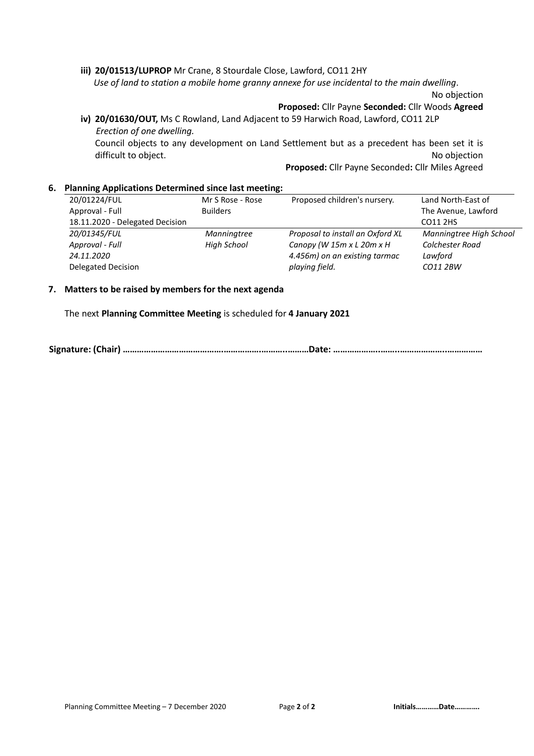**iii) 20/01513/LUPROP** Mr Crane, 8 Stourdale Close, Lawford, CO11 2HY

*Use of land to station a mobile home granny annexe for use incidental to the main dwelling*.

No objection

**Proposed:** Cllr Payne **Seconded:** Cllr Woods **Agreed**

**iv) 20/01630/OUT,** Ms C Rowland, Land Adjacent to 59 Harwich Road, Lawford, CO11 2LP

*Erection of one dwelling.*

Council objects to any development on Land Settlement but as a precedent has been set it is difficult to object.

No objection

**Proposed:** Cllr Payne Seconded**:** Cllr Miles Agreed

## 6. Planning Applications Determined since last meeting:

| | | | |
|---|---|---|---|
| 20/01224/FUL<br>Approval - Full<br>18.11.2020 - Delegated Decision | Mr S Rose - Rose Builders | Proposed children's nursery. | Land North-East of The Avenue, Lawford CO11 2HS |
| *20/01345/FUL*<br>*Approval - Full*<br>*24.11.2020*<br>Delegated Decision | *Manningtree High School* | *Proposal to install an Oxford XL Canopy (W 15m x L 20m x H 4.456m) on an existing tarmac playing field.* | *Manningtree High School Colchester Road Lawford CO11 2BW* |

## 7. Matters to be raised by members for the next agenda

The next **Planning Committee Meeting** is scheduled for **4 January 2021**

**Signature: (Chair) ……………………………………………………………………Date: ……………………………………………………**

Planning Committee Meeting – 7 December 2020 **Initials…………Date………….**